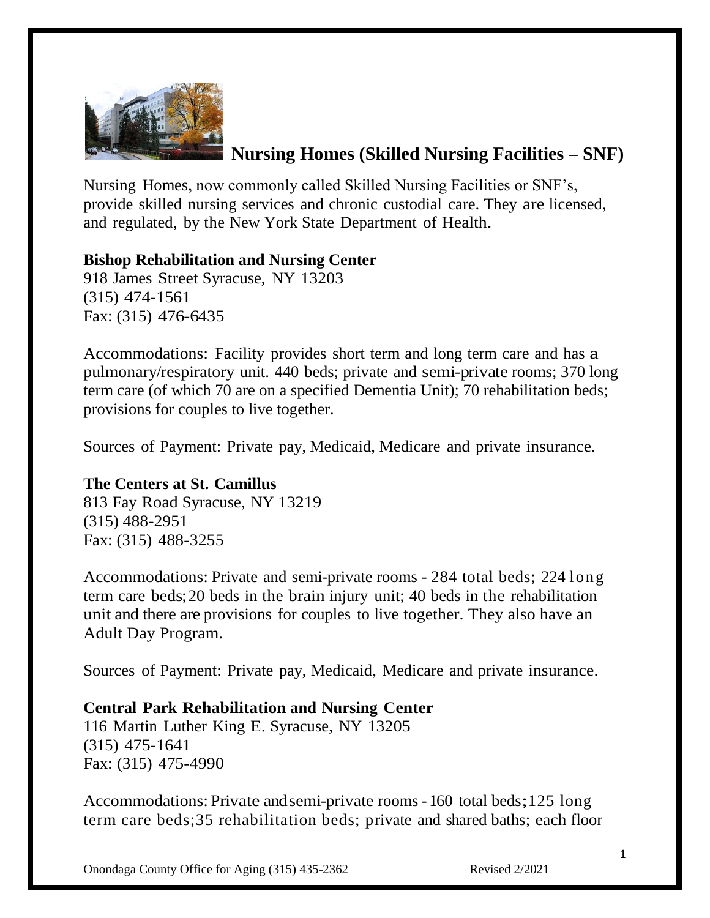# Nursing Homes (Skilled Nursing Facilities – SNF)

Nursing Homes, now commonly called Skilled Nursing Facilities or SNF's, provide skilled nursing services and chronic custodial care. They are licensed, and regulated, by the New York State Department of Health.

**Bishop Rehabilitation and Nursing Center**
918 James Street Syracuse, NY 13203
(315) 474-1561
Fax: (315) 476-6435

Accommodations: Facility provides short term and long term care and has a pulmonary/respiratory unit. 440 beds; private and semi-private rooms; 370 long term care (of which 70 are on a specified Dementia Unit); 70 rehabilitation beds; provisions for couples to live together.

Sources of Payment: Private pay, Medicaid, Medicare and private insurance.

**The Centers at St. Camillus**
813 Fay Road Syracuse, NY 13219
(315) 488-2951
Fax: (315) 488-3255

Accommodations: Private and semi-private rooms - 284 total beds; 224 long term care beds; 20 beds in the brain injury unit; 40 beds in the rehabilitation unit and there are provisions for couples to live together. They also have an Adult Day Program.

Sources of Payment: Private pay, Medicaid, Medicare and private insurance.

**Central Park Rehabilitation and Nursing Center**
116 Martin Luther King E. Syracuse, NY 13205
(315) 475-1641
Fax: (315) 475-4990

Accommodations: Private and semi-private rooms - 160 total beds; 125 long term care beds; 35 rehabilitation beds; private and shared baths; each floor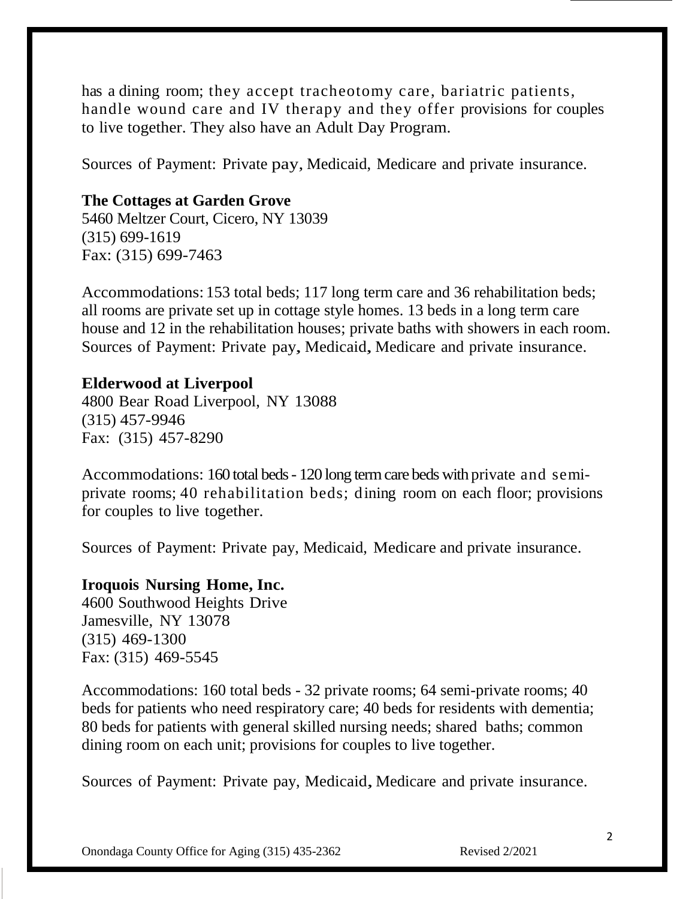has a dining room; they accept tracheotomy care, bariatric patients, handle wound care and IV therapy and they offer provisions for couples to live together. They also have an Adult Day Program.

Sources of Payment: Private pay, Medicaid, Medicare and private insurance.

**The Cottages at Garden Grove**
5460 Meltzer Court, Cicero, NY 13039
(315) 699-1619
Fax: (315) 699-7463

Accommodations: 153 total beds; 117 long term care and 36 rehabilitation beds; all rooms are private set up in cottage style homes. 13 beds in a long term care house and 12 in the rehabilitation houses; private baths with showers in each room. Sources of Payment: Private pay, Medicaid, Medicare and private insurance.

**Elderwood at Liverpool**
4800 Bear Road Liverpool, NY 13088
(315) 457-9946
Fax: (315) 457-8290

Accommodations: 160 total beds - 120 long term care beds with private and semi-private rooms; 40 rehabilitation beds; dining room on each floor; provisions for couples to live together.

Sources of Payment: Private pay, Medicaid, Medicare and private insurance.

**Iroquois Nursing Home, Inc.**
4600 Southwood Heights Drive
Jamesville, NY 13078
(315) 469-1300
Fax: (315) 469-5545

Accommodations: 160 total beds - 32 private rooms; 64 semi-private rooms; 40 beds for patients who need respiratory care; 40 beds for residents with dementia; 80 beds for patients with general skilled nursing needs; shared baths; common dining room on each unit; provisions for couples to live together.

Sources of Payment: Private pay, Medicaid, Medicare and private insurance.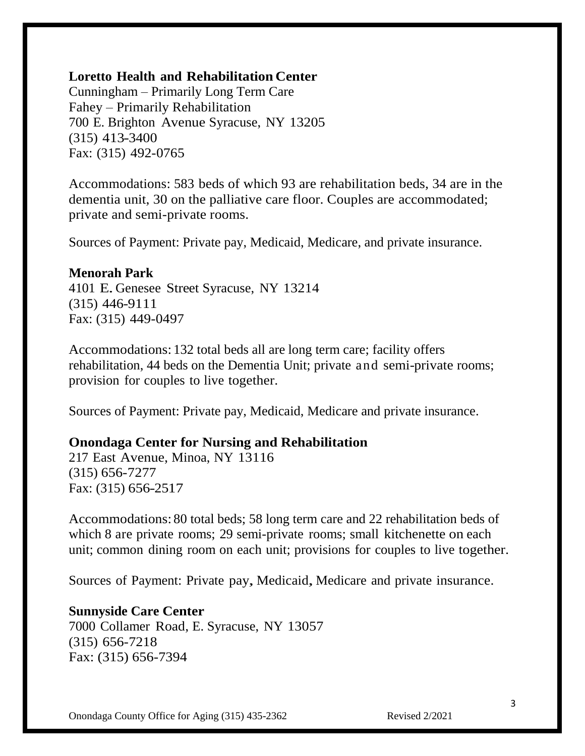### Loretto Health and Rehabilitation Center

Cunningham – Primarily Long Term Care
Fahey – Primarily Rehabilitation
700 E. Brighton Avenue Syracuse, NY 13205
(315) 413-3400
Fax: (315) 492-0765

Accommodations: 583 beds of which 93 are rehabilitation beds, 34 are in the dementia unit, 30 on the palliative care floor. Couples are accommodated; private and semi-private rooms.

Sources of Payment: Private pay, Medicaid, Medicare, and private insurance.

### Menorah Park

4101 E. Genesee Street Syracuse, NY 13214
(315) 446-9111
Fax: (315) 449-0497

Accommodations: 132 total beds all are long term care; facility offers rehabilitation, 44 beds on the Dementia Unit; private and semi-private rooms; provision for couples to live together.

Sources of Payment: Private pay, Medicaid, Medicare and private insurance.

### Onondaga Center for Nursing and Rehabilitation

217 East Avenue, Minoa, NY 13116
(315) 656-7277
Fax: (315) 656-2517

Accommodations: 80 total beds; 58 long term care and 22 rehabilitation beds of which 8 are private rooms; 29 semi-private rooms; small kitchenette on each unit; common dining room on each unit; provisions for couples to live together.

Sources of Payment: Private pay, Medicaid, Medicare and private insurance.

### Sunnyside Care Center

7000 Collamer Road, E. Syracuse, NY 13057
(315) 656-7218
Fax: (315) 656-7394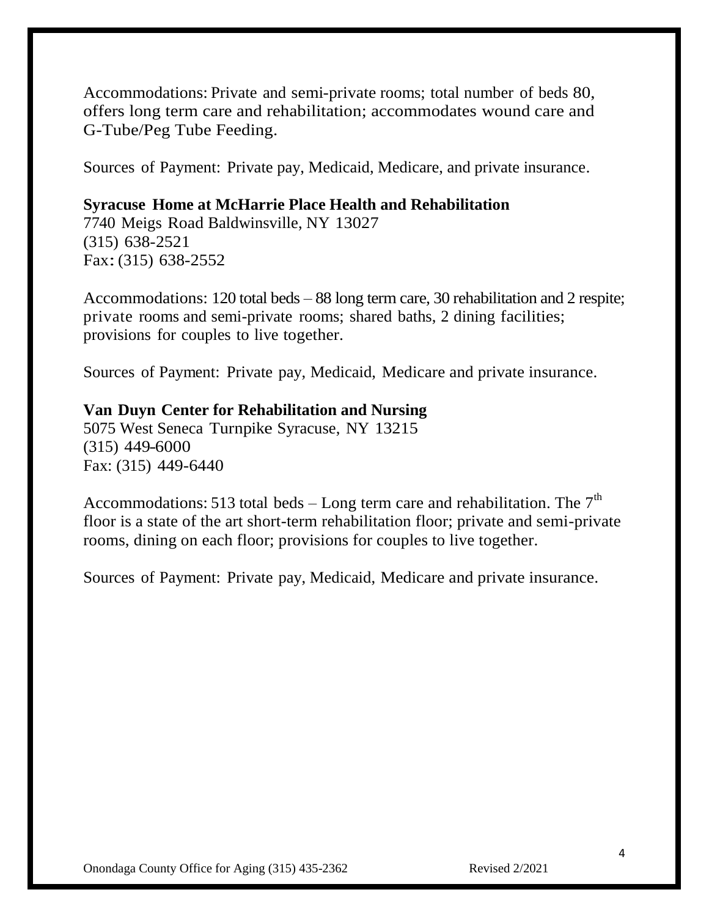Accommodations: Private and semi-private rooms; total number of beds 80, offers long term care and rehabilitation; accommodates wound care and G-Tube/Peg Tube Feeding.

Sources of Payment: Private pay, Medicaid, Medicare, and private insurance.

**Syracuse Home at McHarrie Place Health and Rehabilitation**
7740 Meigs Road Baldwinsville, NY 13027
(315) 638-2521
Fax: (315) 638-2552

Accommodations: 120 total beds – 88 long term care, 30 rehabilitation and 2 respite; private rooms and semi-private rooms; shared baths, 2 dining facilities; provisions for couples to live together.

Sources of Payment: Private pay, Medicaid, Medicare and private insurance.

**Van Duyn Center for Rehabilitation and Nursing**
5075 West Seneca Turnpike Syracuse, NY 13215
(315) 449-6000
Fax: (315) 449-6440

Accommodations: 513 total beds – Long term care and rehabilitation. The 7th floor is a state of the art short-term rehabilitation floor; private and semi-private rooms, dining on each floor; provisions for couples to live together.

Sources of Payment: Private pay, Medicaid, Medicare and private insurance.